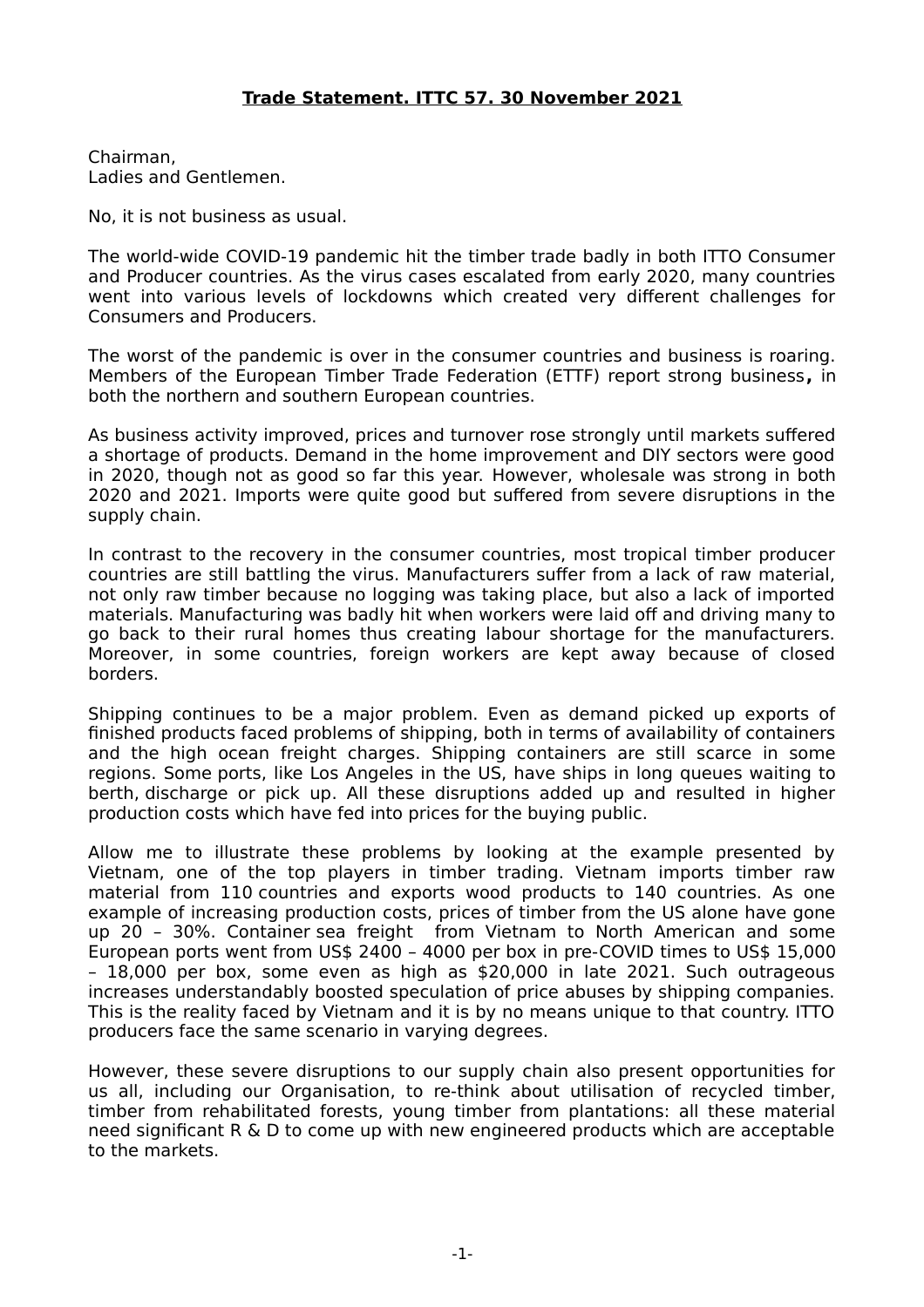**Trade Statement. ITTC 57. 30 November 2021**

Chairman,
Ladies and Gentlemen.

No, it is not business as usual.

The world-wide COVID-19 pandemic hit the timber trade badly in both ITTO Consumer and Producer countries. As the virus cases escalated from early 2020, many countries went into various levels of lockdowns which created very different challenges for Consumers and Producers.

The worst of the pandemic is over in the consumer countries and business is roaring. Members of the European Timber Trade Federation (ETTF) report strong business**,** in both the northern and southern European countries.

As business activity improved, prices and turnover rose strongly until markets suffered a shortage of products. Demand in the home improvement and DIY sectors were good in 2020, though not as good so far this year. However, wholesale was strong in both 2020 and 2021. Imports were quite good but suffered from severe disruptions in the supply chain.

In contrast to the recovery in the consumer countries, most tropical timber producer countries are still battling the virus. Manufacturers suffer from a lack of raw material, not only raw timber because no logging was taking place, but also a lack of imported materials. Manufacturing was badly hit when workers were laid off and driving many to go back to their rural homes thus creating labour shortage for the manufacturers. Moreover, in some countries, foreign workers are kept away because of closed borders.

Shipping continues to be a major problem. Even as demand picked up exports of finished products faced problems of shipping, both in terms of availability of containers and the high ocean freight charges. Shipping containers are still scarce in some regions. Some ports, like Los Angeles in the US, have ships in long queues waiting to berth, discharge or pick up. All these disruptions added up and resulted in higher production costs which have fed into prices for the buying public.

Allow me to illustrate these problems by looking at the example presented by Vietnam, one of the top players in timber trading. Vietnam imports timber raw material from 110 countries and exports wood products to 140 countries. As one example of increasing production costs, prices of timber from the US alone have gone up 20 – 30%. Container sea freight from Vietnam to North American and some European ports went from US$ 2400 – 4000 per box in pre-COVID times to US$ 15,000 – 18,000 per box, some even as high as $20,000 in late 2021. Such outrageous increases understandably boosted speculation of price abuses by shipping companies. This is the reality faced by Vietnam and it is by no means unique to that country. ITTO producers face the same scenario in varying degrees.

However, these severe disruptions to our supply chain also present opportunities for us all, including our Organisation, to re-think about utilisation of recycled timber, timber from rehabilitated forests, young timber from plantations: all these material need significant R & D to come up with new engineered products which are acceptable to the markets.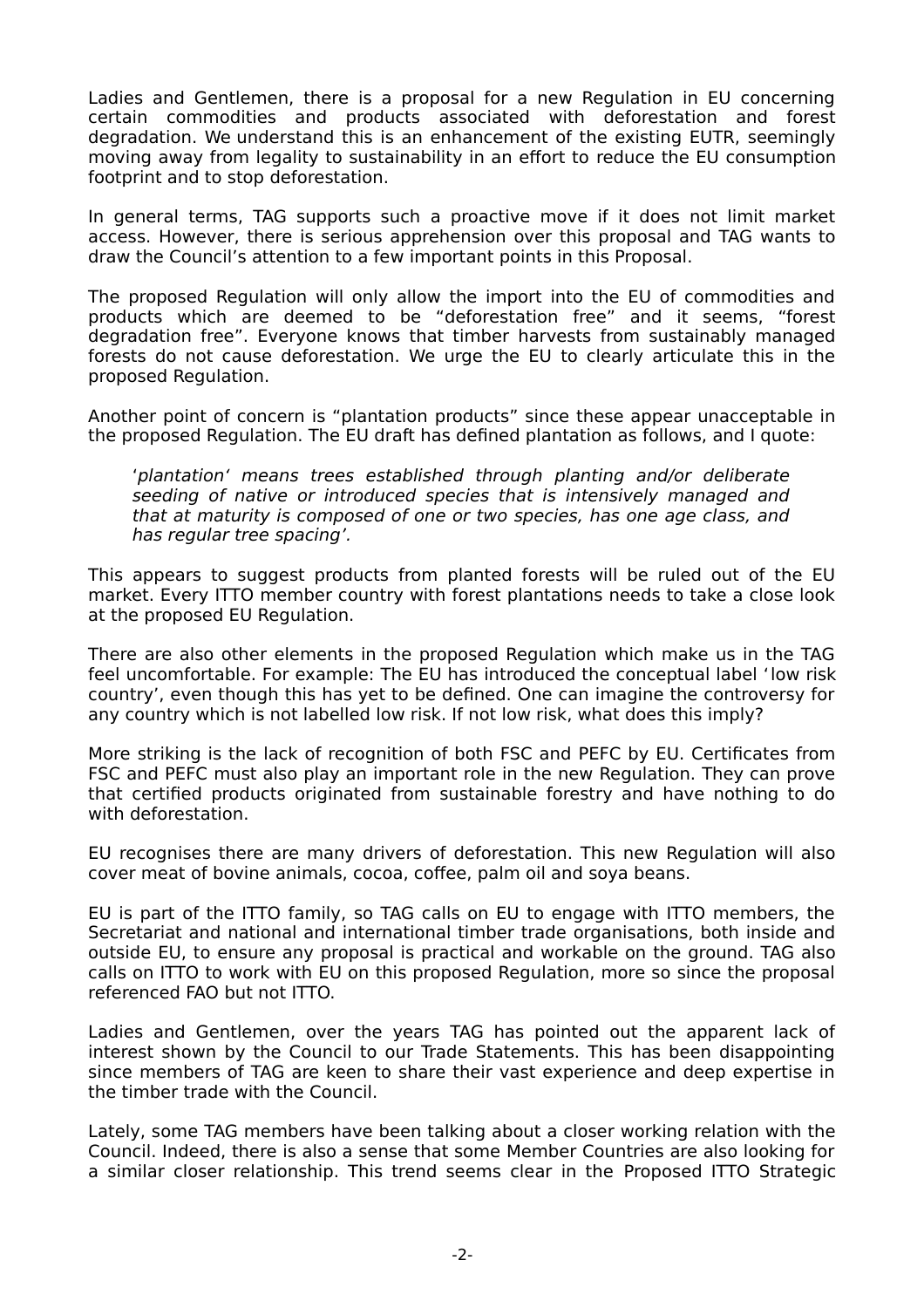Ladies and Gentlemen, there is a proposal for a new Regulation in EU concerning certain commodities and products associated with deforestation and forest degradation. We understand this is an enhancement of the existing EUTR, seemingly moving away from legality to sustainability in an effort to reduce the EU consumption footprint and to stop deforestation.

In general terms, TAG supports such a proactive move if it does not limit market access. However, there is serious apprehension over this proposal and TAG wants to draw the Council's attention to a few important points in this Proposal.

The proposed Regulation will only allow the import into the EU of commodities and products which are deemed to be "deforestation free" and it seems, "forest degradation free". Everyone knows that timber harvests from sustainably managed forests do not cause deforestation. We urge the EU to clearly articulate this in the proposed Regulation.

Another point of concern is "plantation products" since these appear unacceptable in the proposed Regulation. The EU draft has defined plantation as follows, and I quote:

> '*plantation' means trees established through planting and/or deliberate seeding of native or introduced species that is intensively managed and that at maturity is composed of one or two species, has one age class, and has regular tree spacing'.*

This appears to suggest products from planted forests will be ruled out of the EU market. Every ITTO member country with forest plantations needs to take a close look at the proposed EU Regulation.

There are also other elements in the proposed Regulation which make us in the TAG feel uncomfortable. For example: The EU has introduced the conceptual label 'low risk country', even though this has yet to be defined. One can imagine the controversy for any country which is not labelled low risk. If not low risk, what does this imply?

More striking is the lack of recognition of both FSC and PEFC by EU. Certificates from FSC and PEFC must also play an important role in the new Regulation. They can prove that certified products originated from sustainable forestry and have nothing to do with deforestation.

EU recognises there are many drivers of deforestation. This new Regulation will also cover meat of bovine animals, cocoa, coffee, palm oil and soya beans.

EU is part of the ITTO family, so TAG calls on EU to engage with ITTO members, the Secretariat and national and international timber trade organisations, both inside and outside EU, to ensure any proposal is practical and workable on the ground. TAG also calls on ITTO to work with EU on this proposed Regulation, more so since the proposal referenced FAO but not ITTO.

Ladies and Gentlemen, over the years TAG has pointed out the apparent lack of interest shown by the Council to our Trade Statements. This has been disappointing since members of TAG are keen to share their vast experience and deep expertise in the timber trade with the Council.

Lately, some TAG members have been talking about a closer working relation with the Council. Indeed, there is also a sense that some Member Countries are also looking for a similar closer relationship. This trend seems clear in the Proposed ITTO Strategic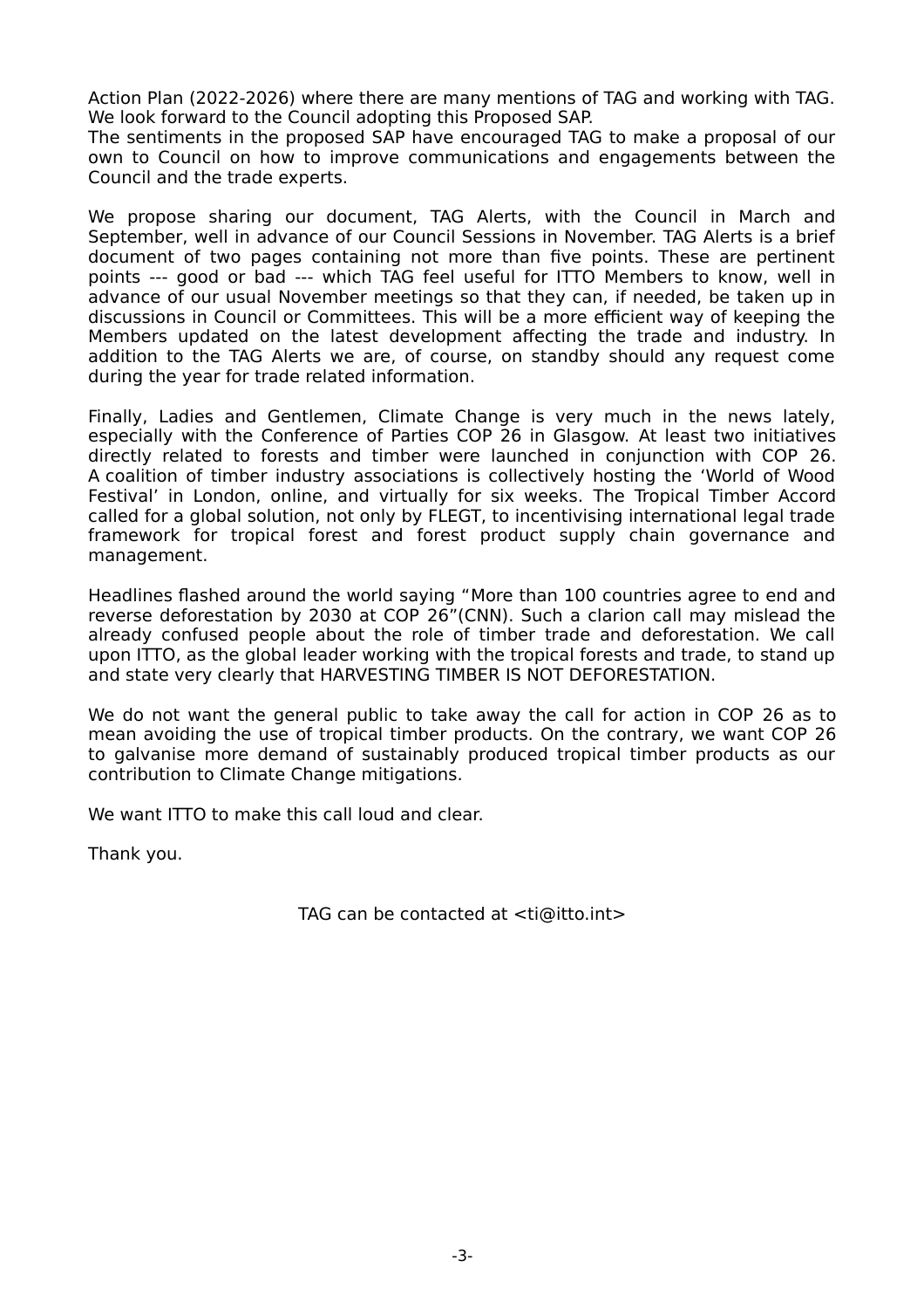Action Plan (2022-2026) where there are many mentions of TAG and working with TAG. We look forward to the Council adopting this Proposed SAP.
The sentiments in the proposed SAP have encouraged TAG to make a proposal of our own to Council on how to improve communications and engagements between the Council and the trade experts.

We propose sharing our document, TAG Alerts, with the Council in March and September, well in advance of our Council Sessions in November. TAG Alerts is a brief document of two pages containing not more than five points. These are pertinent points --- good or bad --- which TAG feel useful for ITTO Members to know, well in advance of our usual November meetings so that they can, if needed, be taken up in discussions in Council or Committees. This will be a more efficient way of keeping the Members updated on the latest development affecting the trade and industry. In addition to the TAG Alerts we are, of course, on standby should any request come during the year for trade related information.

Finally, Ladies and Gentlemen, Climate Change is very much in the news lately, especially with the Conference of Parties COP 26 in Glasgow. At least two initiatives directly related to forests and timber were launched in conjunction with COP 26. A coalition of timber industry associations is collectively hosting the 'World of Wood Festival' in London, online, and virtually for six weeks. The Tropical Timber Accord called for a global solution, not only by FLEGT, to incentivising international legal trade framework for tropical forest and forest product supply chain governance and management.

Headlines flashed around the world saying "More than 100 countries agree to end and reverse deforestation by 2030 at COP 26"(CNN). Such a clarion call may mislead the already confused people about the role of timber trade and deforestation. We call upon ITTO, as the global leader working with the tropical forests and trade, to stand up and state very clearly that HARVESTING TIMBER IS NOT DEFORESTATION.

We do not want the general public to take away the call for action in COP 26 as to mean avoiding the use of tropical timber products. On the contrary, we want COP 26 to galvanise more demand of sustainably produced tropical timber products as our contribution to Climate Change mitigations.

We want ITTO to make this call loud and clear.

Thank you.

TAG can be contacted at <ti@itto.int>